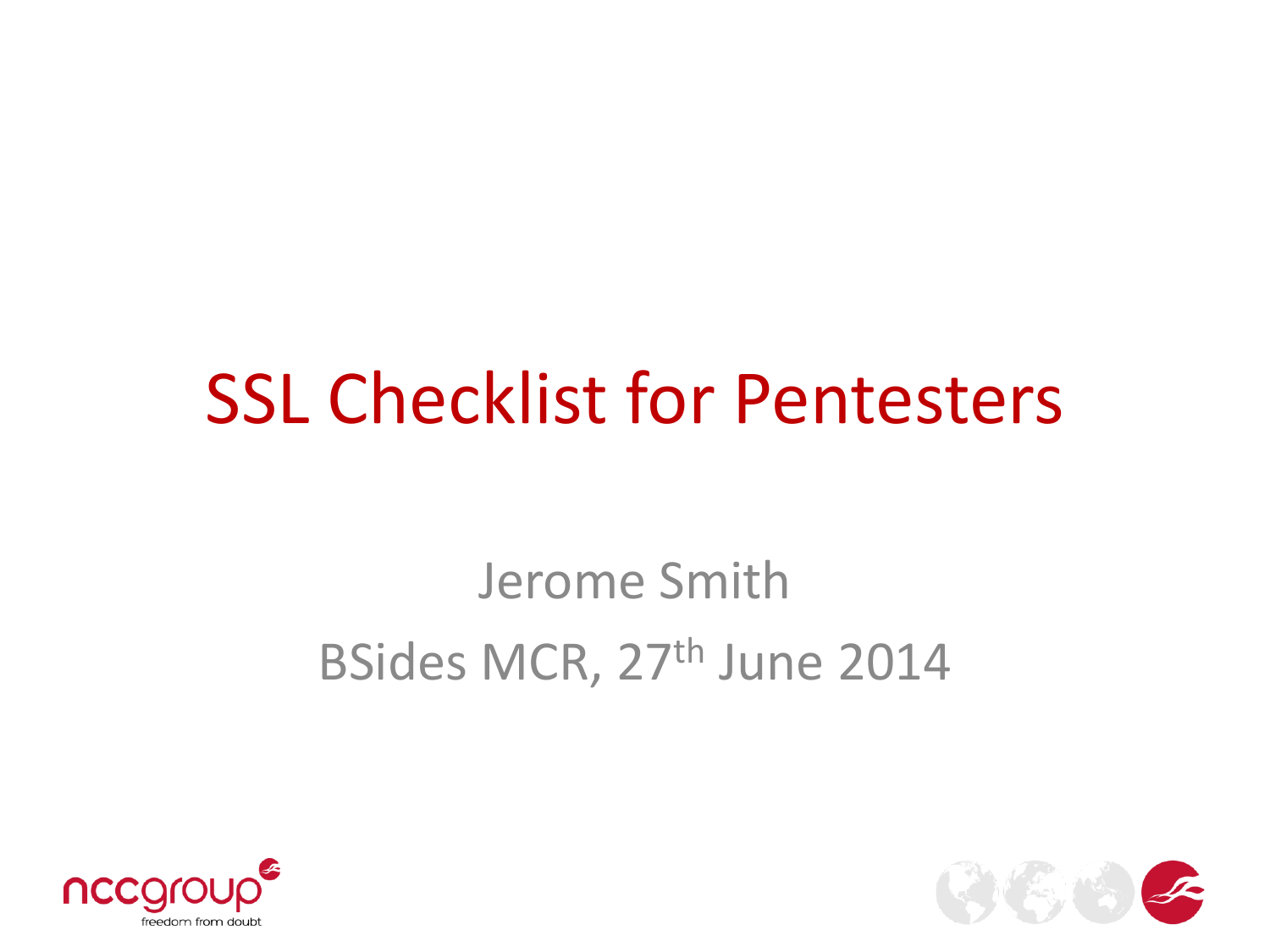# SSL Checklist for Pentesters

Jerome Smith

BSides MCR, 27th June 2014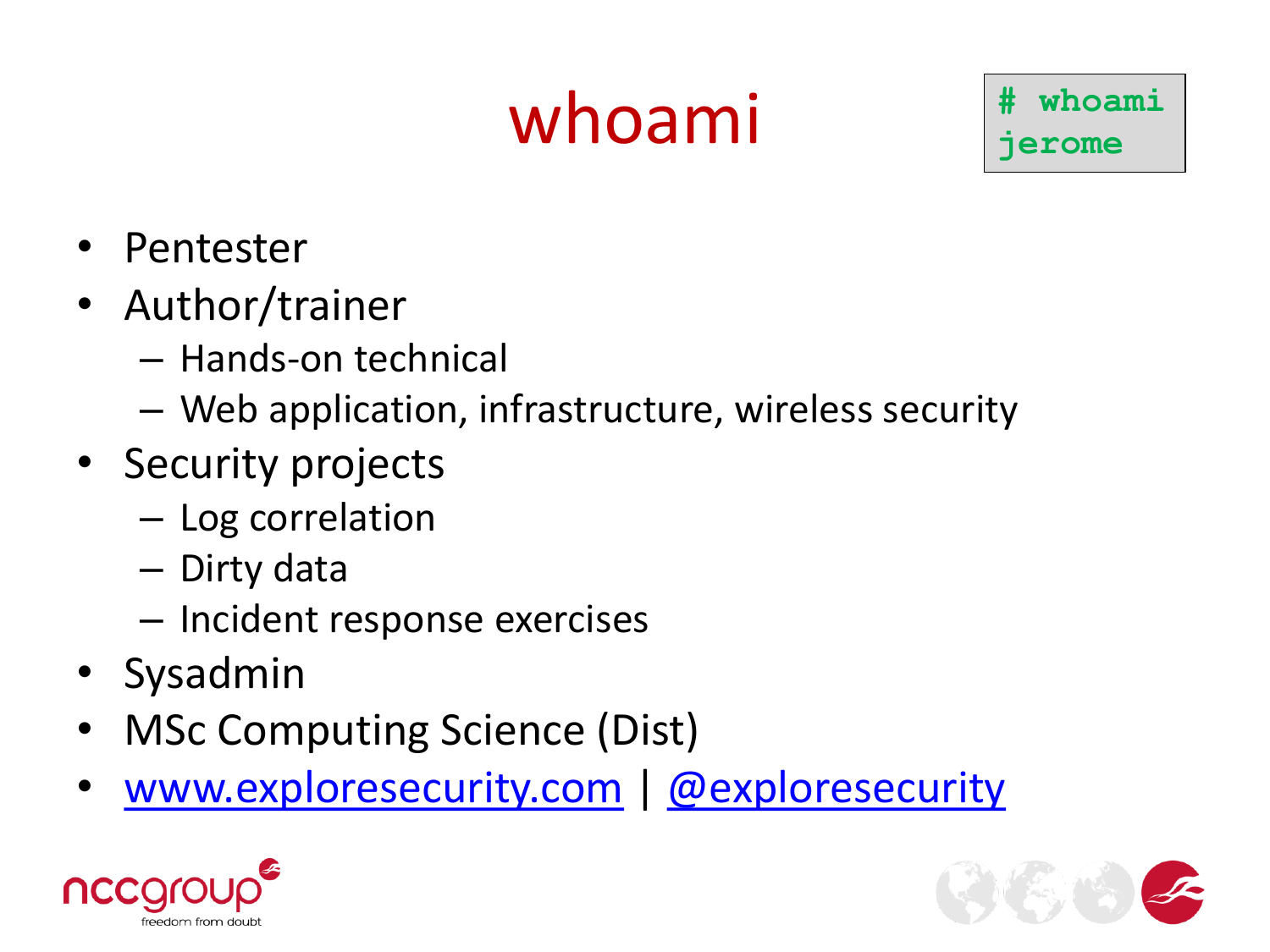# whoami

```
# whoami
jerome
```

- Pentester
- Author/trainer
  - Hands-on technical
  - Web application, infrastructure, wireless security
- Security projects
  - Log correlation
  - Dirty data
  - Incident response exercises
- Sysadmin
- MSc Computing Science (Dist)
- www.exploresecurity.com | @exploresecurity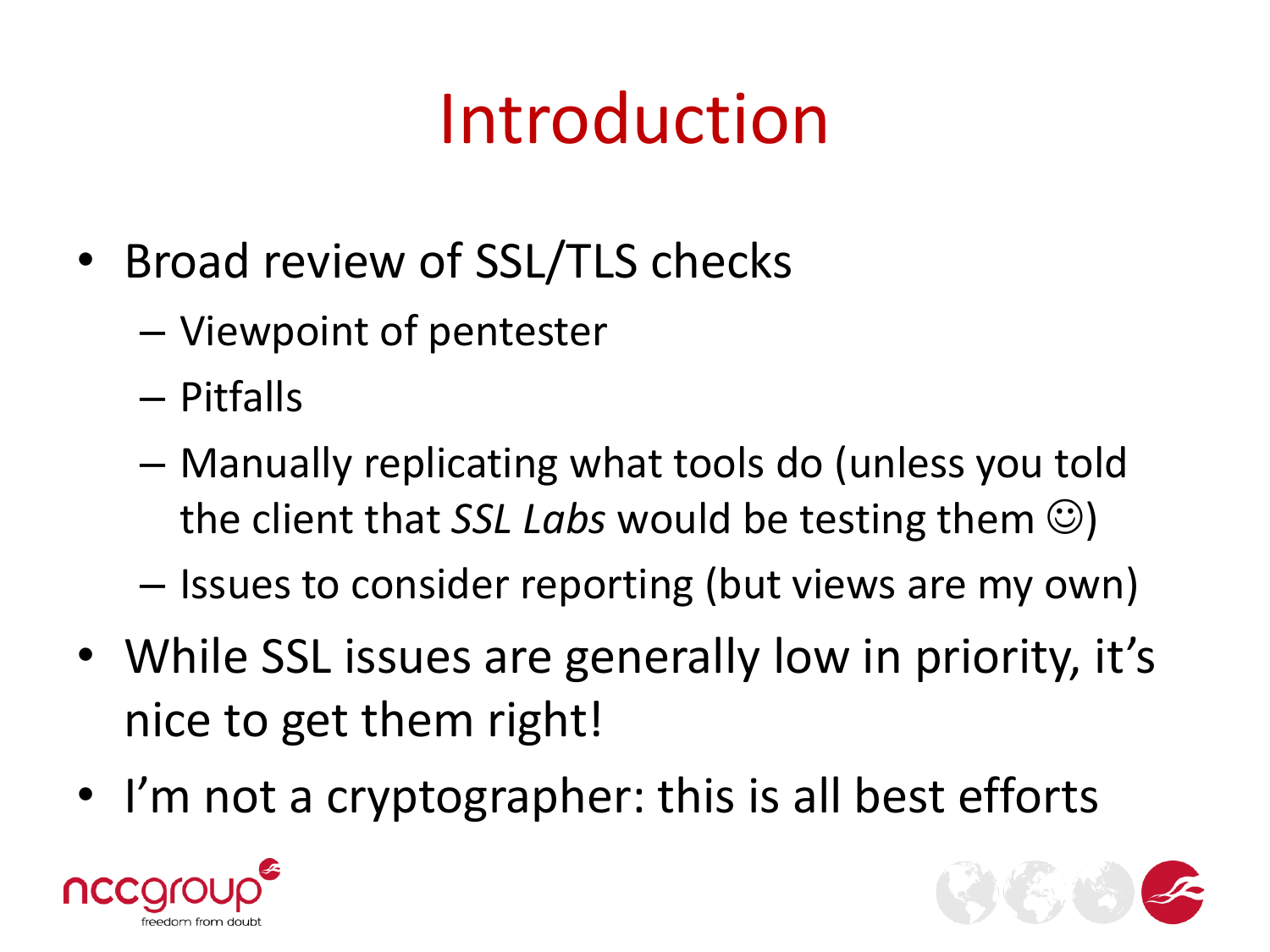# Introduction

- Broad review of SSL/TLS checks
  - Viewpoint of pentester
  - Pitfalls
  - Manually replicating what tools do (unless you told the client that *SSL Labs* would be testing them ☺)
  - Issues to consider reporting (but views are my own)
- While SSL issues are generally low in priority, it's nice to get them right!
- I'm not a cryptographer: this is all best efforts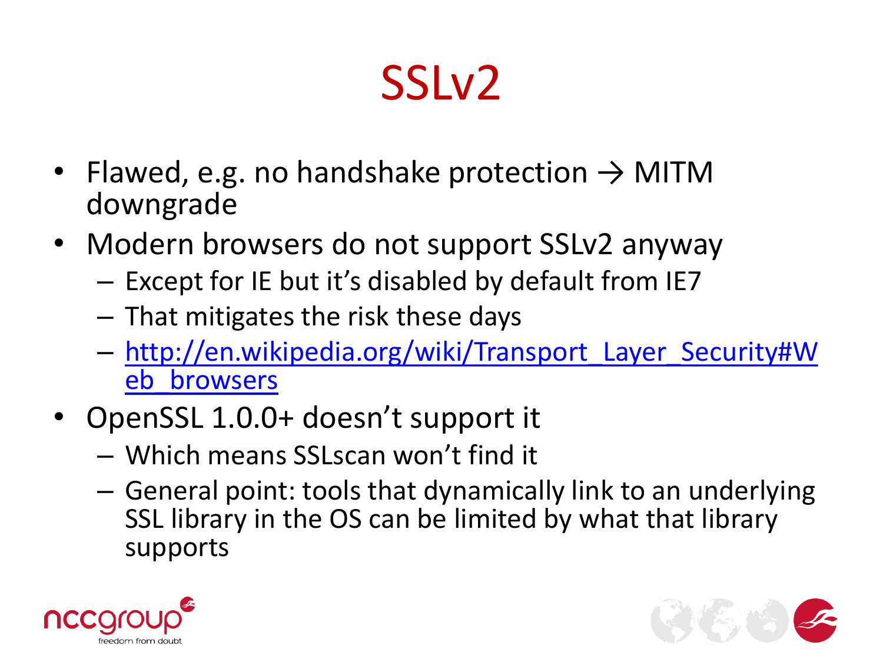# SSLv2

- Flawed, e.g. no handshake protection → MITM downgrade
- Modern browsers do not support SSLv2 anyway
  - Except for IE but it's disabled by default from IE7
  - That mitigates the risk these days
  - http://en.wikipedia.org/wiki/Transport_Layer_Security#Web_browsers
- OpenSSL 1.0.0+ doesn't support it
  - Which means SSLscan won't find it
  - General point: tools that dynamically link to an underlying SSL library in the OS can be limited by what that library supports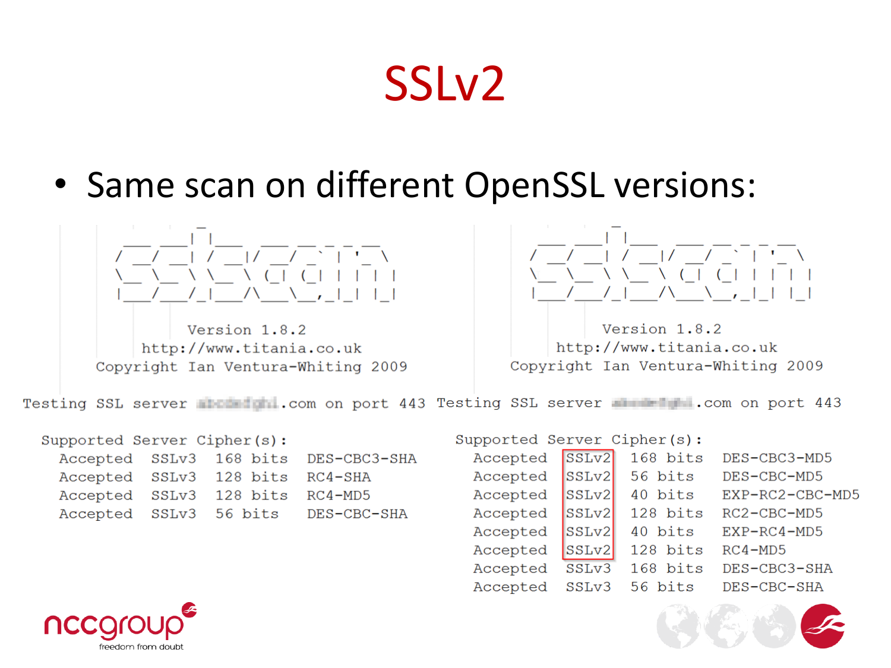# SSLv2

- Same scan on different OpenSSL versions:

```
                   _
           ___ ___| |___  ___ __ _ _ __
          / __/ __| / __|/ __/ _` | '_ \
          \__ \__ \ \__ \ (_| (_| | | | |
          |___/___/_|___/\___\__,_|_| |_|

                  Version 1.8.2
             http://www.titania.co.uk
        Copyright Ian Ventura-Whiting 2009

Testing SSL server [redacted].com on port 443

  Supported Server Cipher(s):
    Accepted  SSLv3  168 bits  DES-CBC3-SHA
    Accepted  SSLv3  128 bits  RC4-SHA
    Accepted  SSLv3  128 bits  RC4-MD5
    Accepted  SSLv3  56 bits   DES-CBC-SHA
```

```
                   _
           ___ ___| |___  ___ __ _ _ __
          / __/ __| / __|/ __/ _` | '_ \
          \__ \__ \ \__ \ (_| (_| | | | |
          |___/___/_|___/\___\__,_|_| |_|

                  Version 1.8.2
             http://www.titania.co.uk
        Copyright Ian Ventura-Whiting 2009

Testing SSL server [redacted].com on port 443

  Supported Server Cipher(s):
    Accepted  SSLv2  168 bits  DES-CBC3-MD5
    Accepted  SSLv2  56 bits   DES-CBC-MD5
    Accepted  SSLv2  40 bits   EXP-RC2-CBC-MD5
    Accepted  SSLv2  128 bits  RC2-CBC-MD5
    Accepted  SSLv2  40 bits   EXP-RC4-MD5
    Accepted  SSLv2  128 bits  RC4-MD5
    Accepted  SSLv3  168 bits  DES-CBC3-SHA
    Accepted  SSLv3  56 bits   DES-CBC-SHA
```

nccgroup
freedom from doubt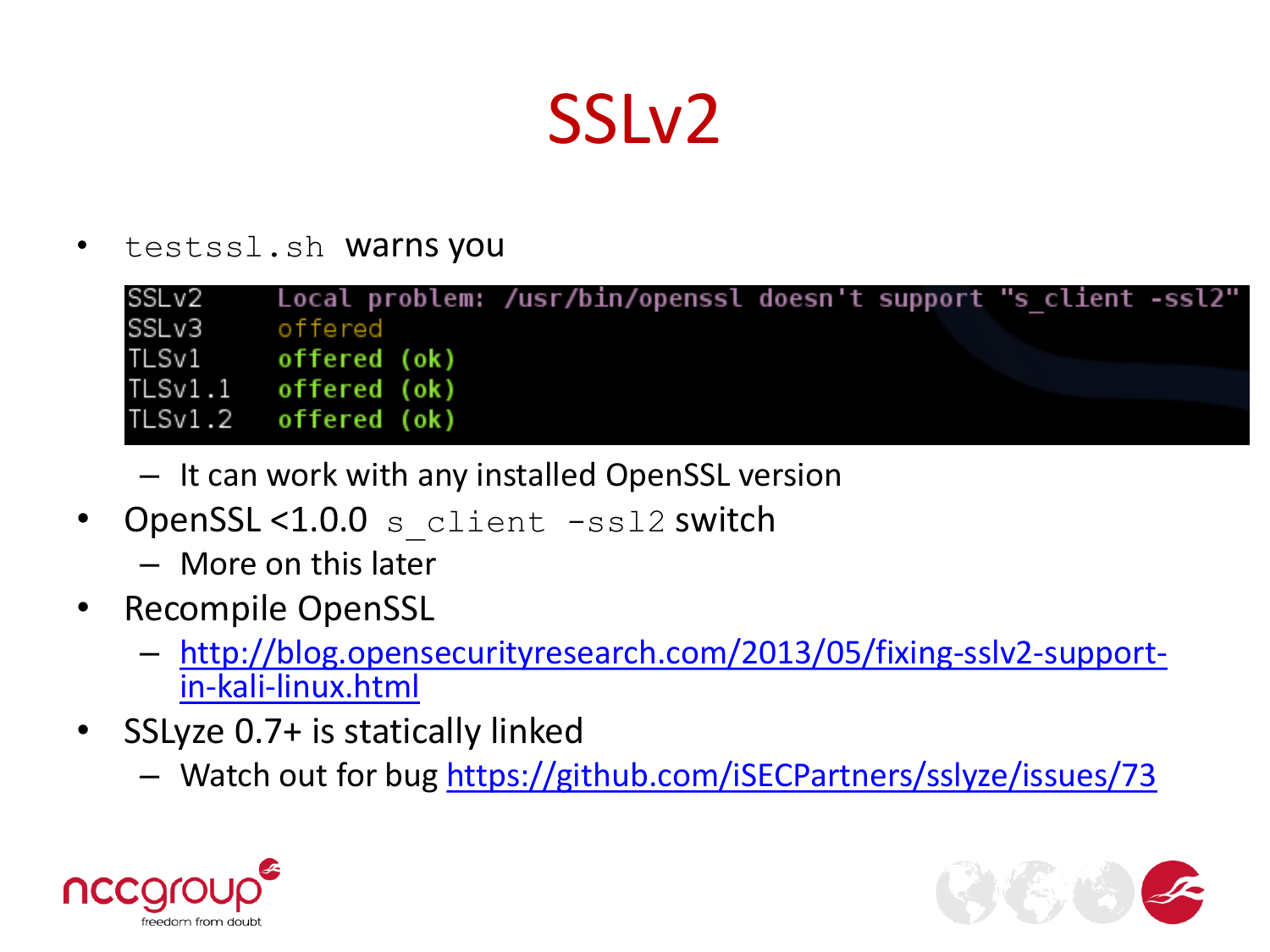# SSLv2

- `testssl.sh` warns you

```
SSLv2      Local problem: /usr/bin/openssl doesn't support "s_client -ssl2"
SSLv3      offered
TLSv1      offered (ok)
TLSv1.1    offered (ok)
TLSv1.2    offered (ok)
```

  - It can work with any installed OpenSSL version
- OpenSSL <1.0.0 `s_client -ssl2` switch
  - More on this later
- Recompile OpenSSL
  - http://blog.opensecurityresearch.com/2013/05/fixing-sslv2-support-in-kali-linux.html
- SSLyze 0.7+ is statically linked
  - Watch out for bug https://github.com/iSECPartners/sslyze/issues/73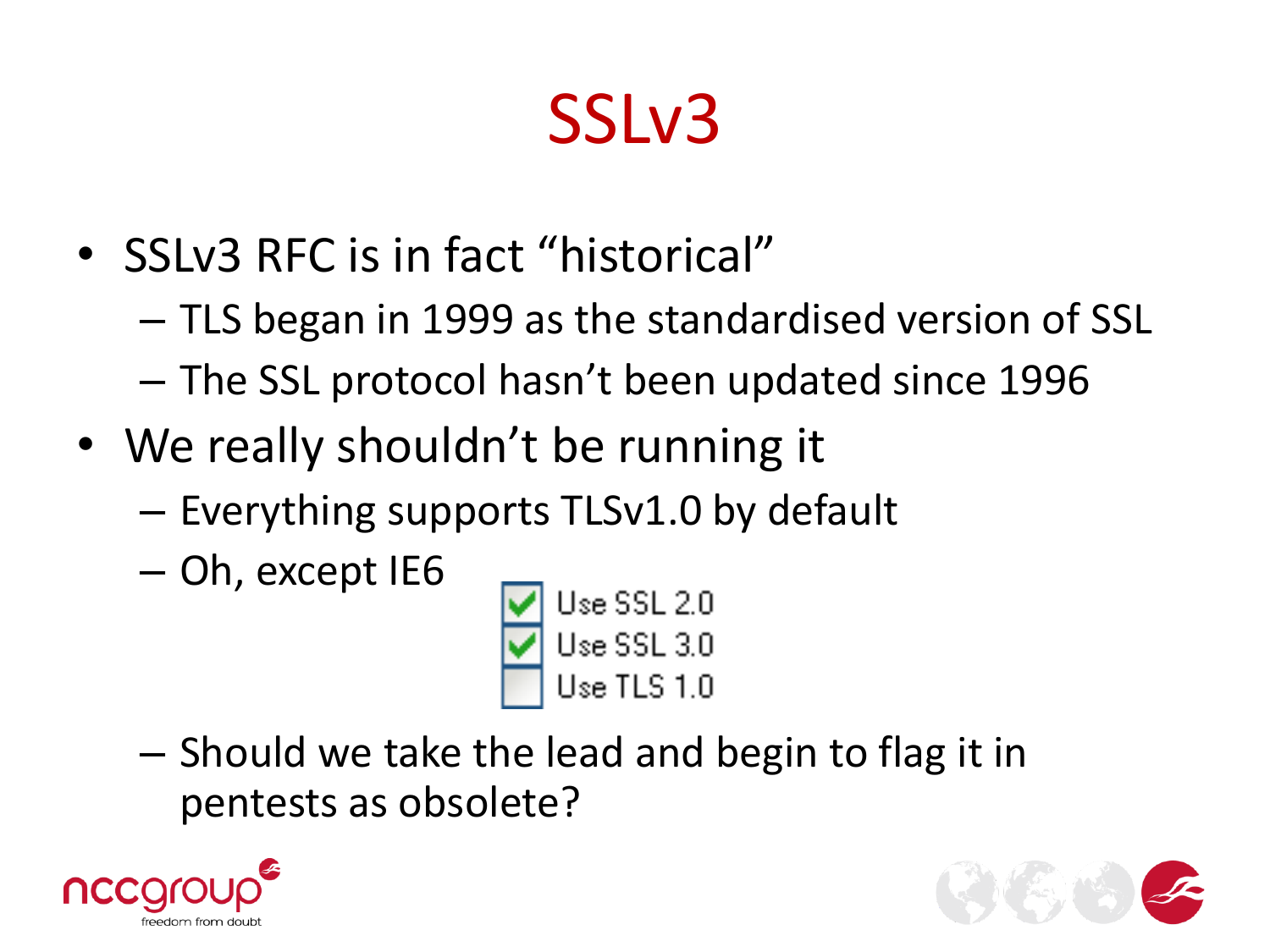# SSLv3

- SSLv3 RFC is in fact "historical"
  - TLS began in 1999 as the standardised version of SSL
  - The SSL protocol hasn't been updated since 1996
- We really shouldn't be running it
  - Everything supports TLSv1.0 by default
  - Oh, except IE6

    - [x] Use SSL 2.0
    - [x] Use SSL 3.0
    - [ ] Use TLS 1.0

  - Should we take the lead and begin to flag it in pentests as obsolete?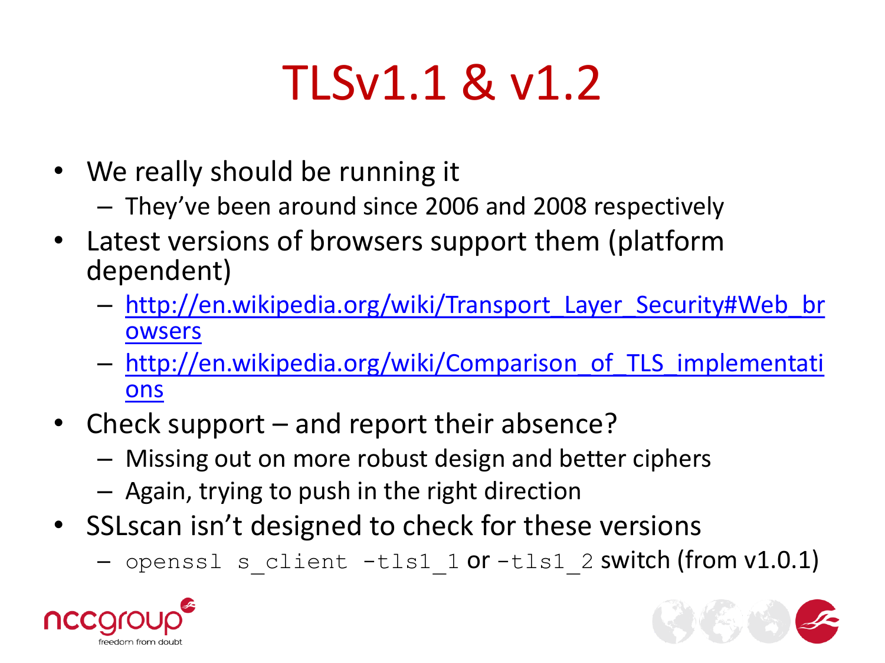# TLSv1.1 & v1.2

- We really should be running it
  - They've been around since 2006 and 2008 respectively
- Latest versions of browsers support them (platform dependent)
  - http://en.wikipedia.org/wiki/Transport_Layer_Security#Web_browsers
  - http://en.wikipedia.org/wiki/Comparison_of_TLS_implementations
- Check support – and report their absence?
  - Missing out on more robust design and better ciphers
  - Again, trying to push in the right direction
- SSLscan isn't designed to check for these versions
  - `openssl s_client -tls1_1` or `-tls1_2` switch (from v1.0.1)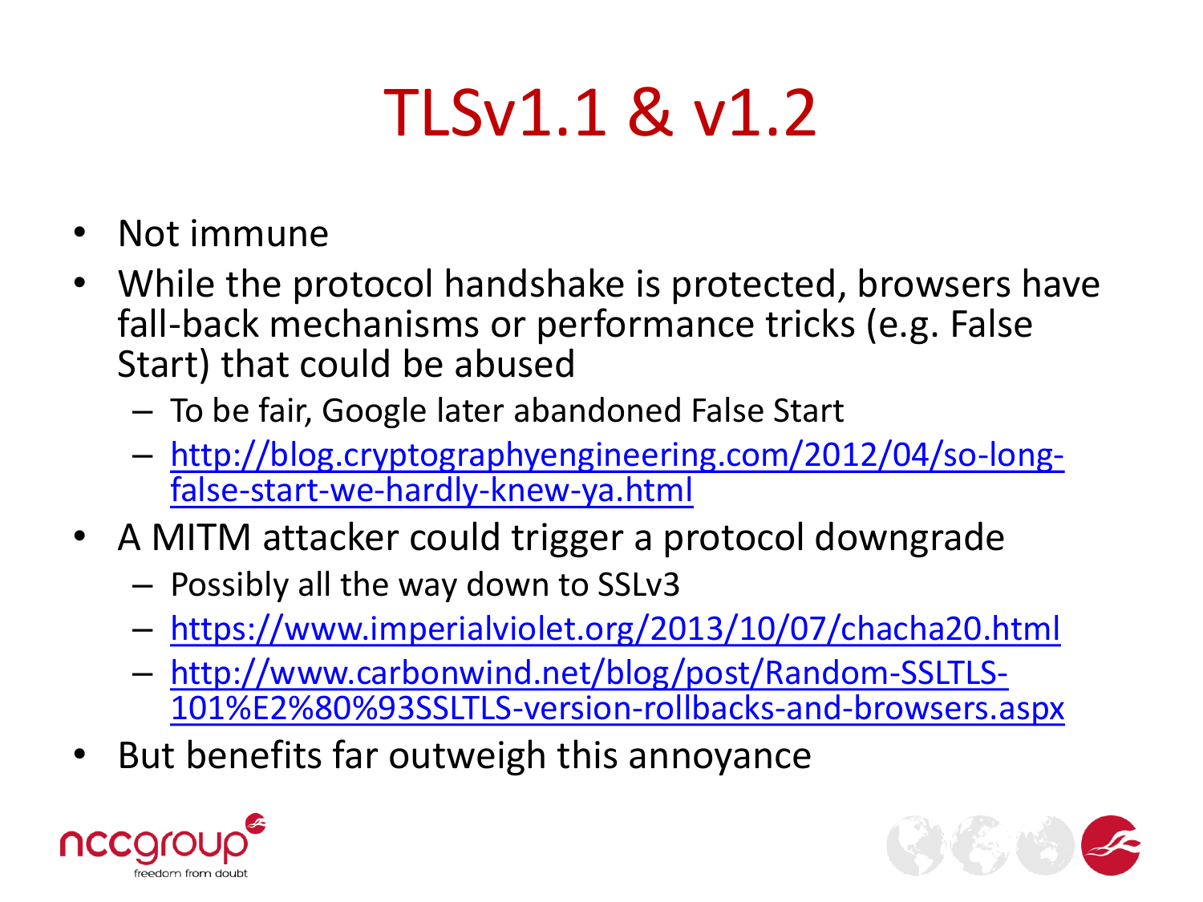# TLSv1.1 & v1.2

- Not immune
- While the protocol handshake is protected, browsers have fall-back mechanisms or performance tricks (e.g. False Start) that could be abused
  - To be fair, Google later abandoned False Start
  - http://blog.cryptographyengineering.com/2012/04/so-long-false-start-we-hardly-knew-ya.html
- A MITM attacker could trigger a protocol downgrade
  - Possibly all the way down to SSLv3
  - https://www.imperialviolet.org/2013/10/07/chacha20.html
  - http://www.carbonwind.net/blog/post/Random-SSLTLS-101%E2%80%93SSLTLS-version-rollbacks-and-browsers.aspx
- But benefits far outweigh this annoyance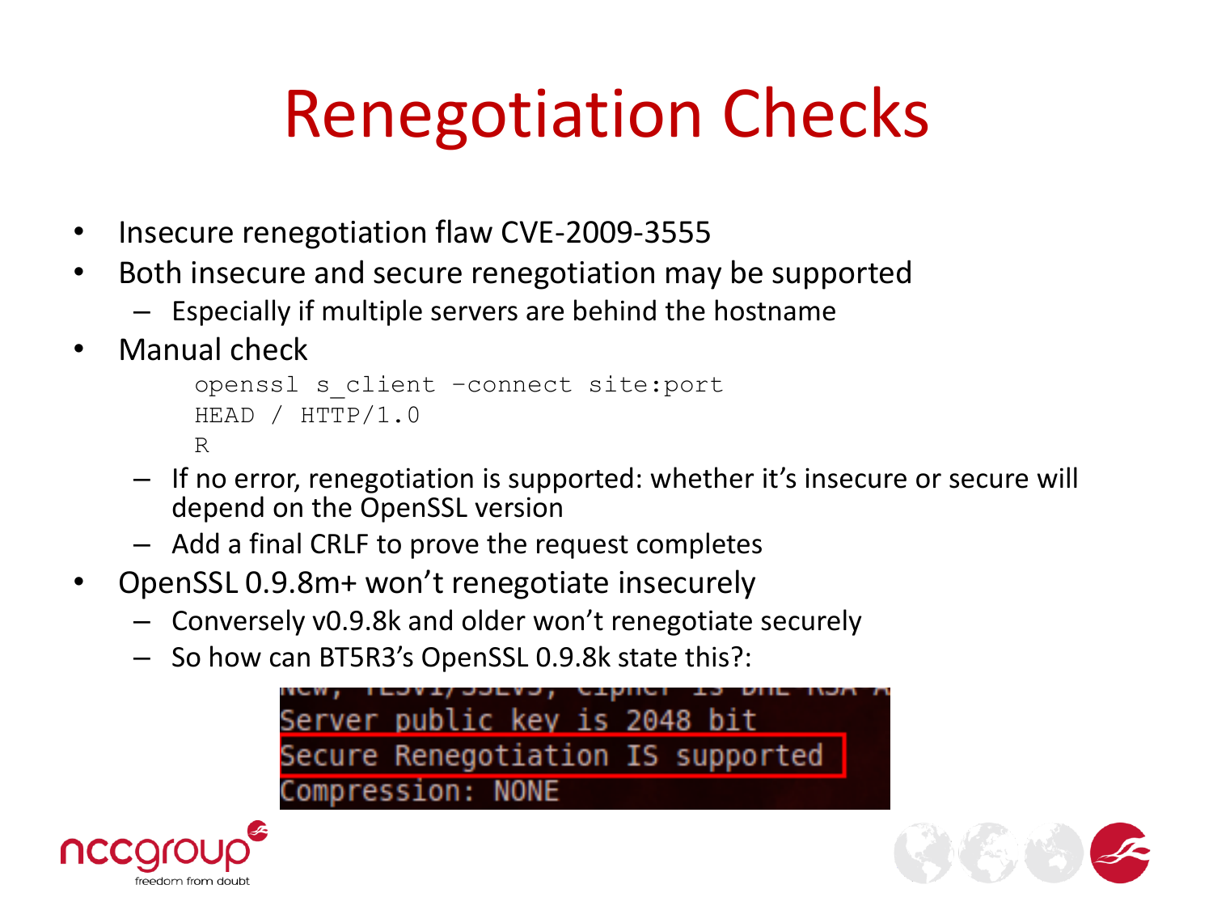# Renegotiation Checks

- Insecure renegotiation flaw CVE-2009-3555
- Both insecure and secure renegotiation may be supported
  - Especially if multiple servers are behind the hostname
- Manual check

```
openssl s_client -connect site:port
HEAD / HTTP/1.0
R
```

  - If no error, renegotiation is supported: whether it's insecure or secure will depend on the OpenSSL version
  - Add a final CRLF to prove the request completes
- OpenSSL 0.9.8m+ won't renegotiate insecurely
  - Conversely v0.9.8k and older won't renegotiate securely
  - So how can BT5R3's OpenSSL 0.9.8k state this?:

```
Server public key is 2048 bit
Secure Renegotiation IS supported
Compression: NONE
```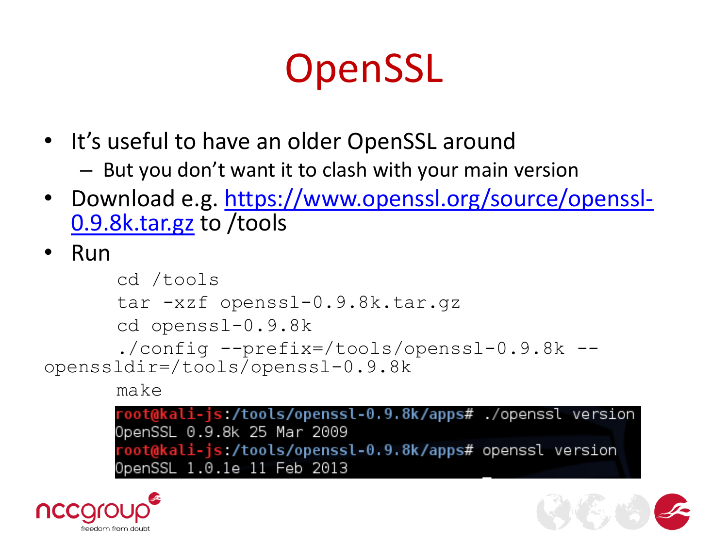# OpenSSL

- It's useful to have an older OpenSSL around
  - But you don't want it to clash with your main version
- Download e.g. [https://www.openssl.org/source/openssl-0.9.8k.tar.gz](https://www.openssl.org/source/openssl-0.9.8k.tar.gz) to /tools
- Run

```
cd /tools
tar -xzf openssl-0.9.8k.tar.gz
cd openssl-0.9.8k
./config --prefix=/tools/openssl-0.9.8k --openssldir=/tools/openssl-0.9.8k
make
```

```
root@kali-js:/tools/openssl-0.9.8k/apps# ./openssl version
OpenSSL 0.9.8k 25 Mar 2009
root@kali-js:/tools/openssl-0.9.8k/apps# openssl version
OpenSSL 1.0.1e 11 Feb 2013
```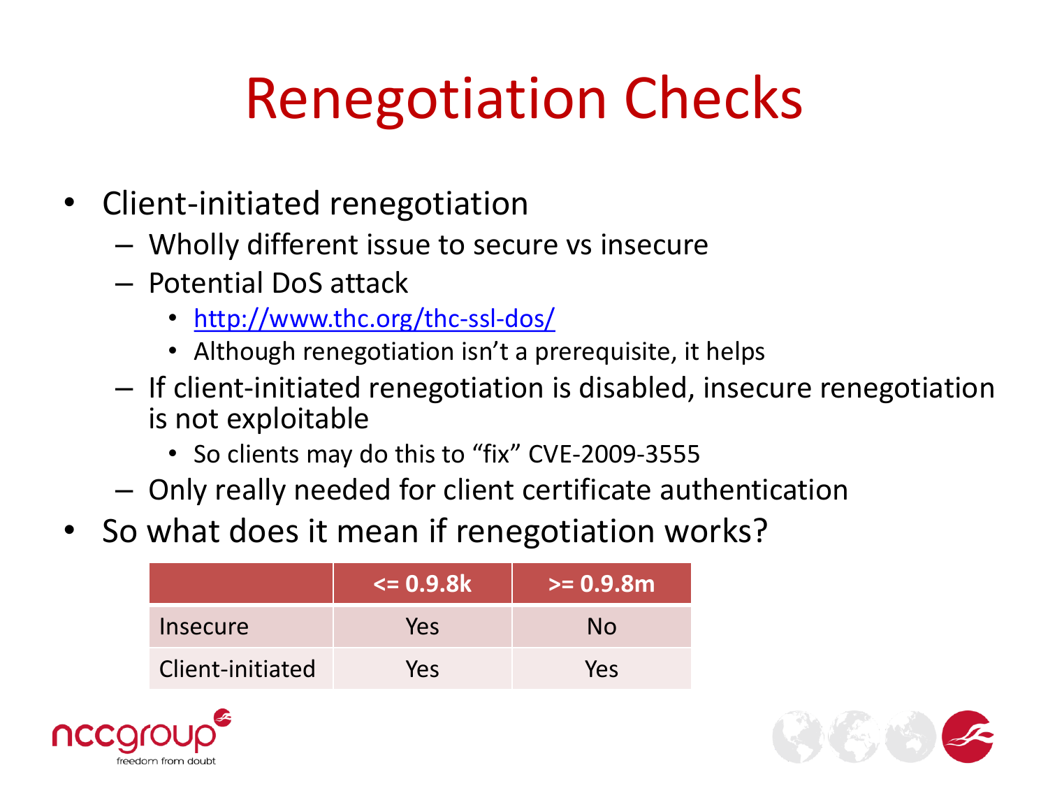# Renegotiation Checks

- Client-initiated renegotiation
  - Wholly different issue to secure vs insecure
  - Potential DoS attack
    - http://www.thc.org/thc-ssl-dos/
    - Although renegotiation isn't a prerequisite, it helps
  - If client-initiated renegotiation is disabled, insecure renegotiation is not exploitable
    - So clients may do this to "fix" CVE-2009-3555
  - Only really needed for client certificate authentication
- So what does it mean if renegotiation works?

| | <= 0.9.8k | >= 0.9.8m |
|---|---|---|
| Insecure | Yes | No |
| Client-initiated | Yes | Yes |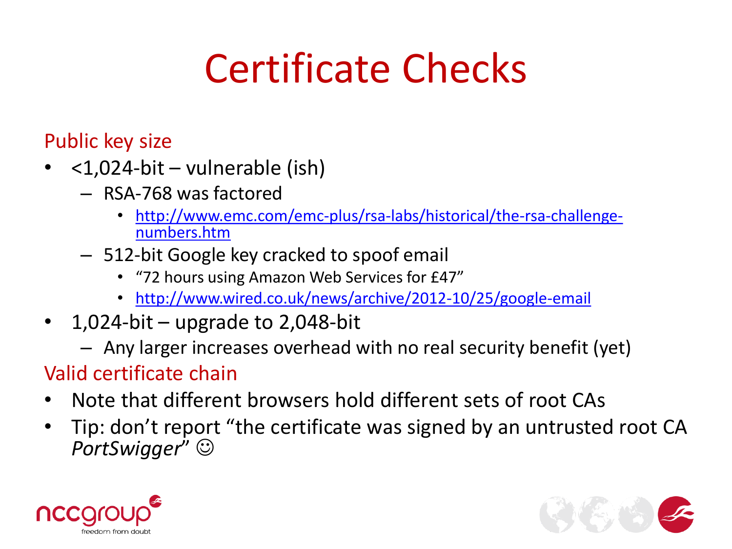# Certificate Checks

## Public key size

- <1,024-bit – vulnerable (ish)
  - RSA-768 was factored
    - http://www.emc.com/emc-plus/rsa-labs/historical/the-rsa-challenge-numbers.htm
  - 512-bit Google key cracked to spoof email
    - "72 hours using Amazon Web Services for £47"
    - http://www.wired.co.uk/news/archive/2012-10/25/google-email
- 1,024-bit – upgrade to 2,048-bit
  - Any larger increases overhead with no real security benefit (yet)

## Valid certificate chain

- Note that different browsers hold different sets of root CAs
- Tip: don't report "the certificate was signed by an untrusted root CA *PortSwigger*" ☺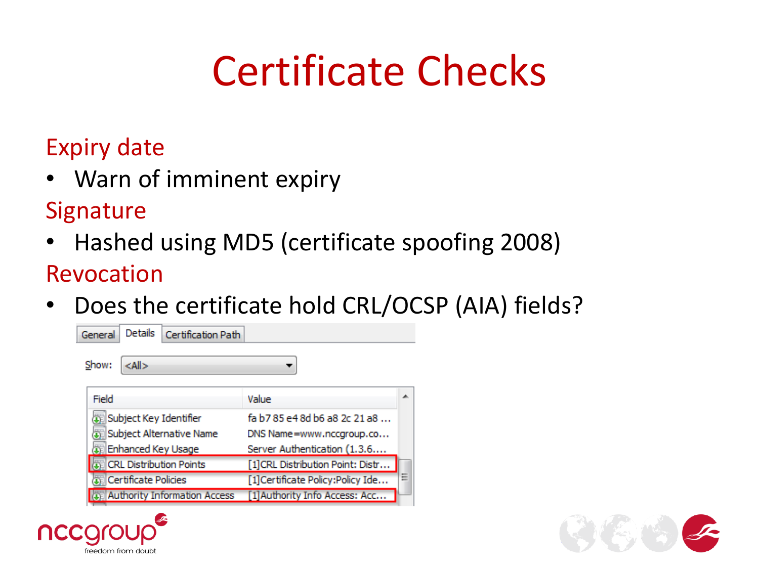# Certificate Checks

## Expiry date

- Warn of imminent expiry

## Signature

- Hashed using MD5 (certificate spoofing 2008)

## Revocation

- Does the certificate hold CRL/OCSP (AIA) fields?

General | Details | Certification Path

Show: <All>

| Field | Value |
| --- | --- |
| Subject Key Identifier | fa b7 85 e4 8d b6 a8 2c 21 a8 ... |
| Subject Alternative Name | DNS Name=www.nccgroup.co... |
| Enhanced Key Usage | Server Authentication (1.3.6.... |
| CRL Distribution Points | [1]CRL Distribution Point: Distr... |
| Certificate Policies | [1]Certificate Policy:Policy Ide... |
| Authority Information Access | [1]Authority Info Access: Acc... |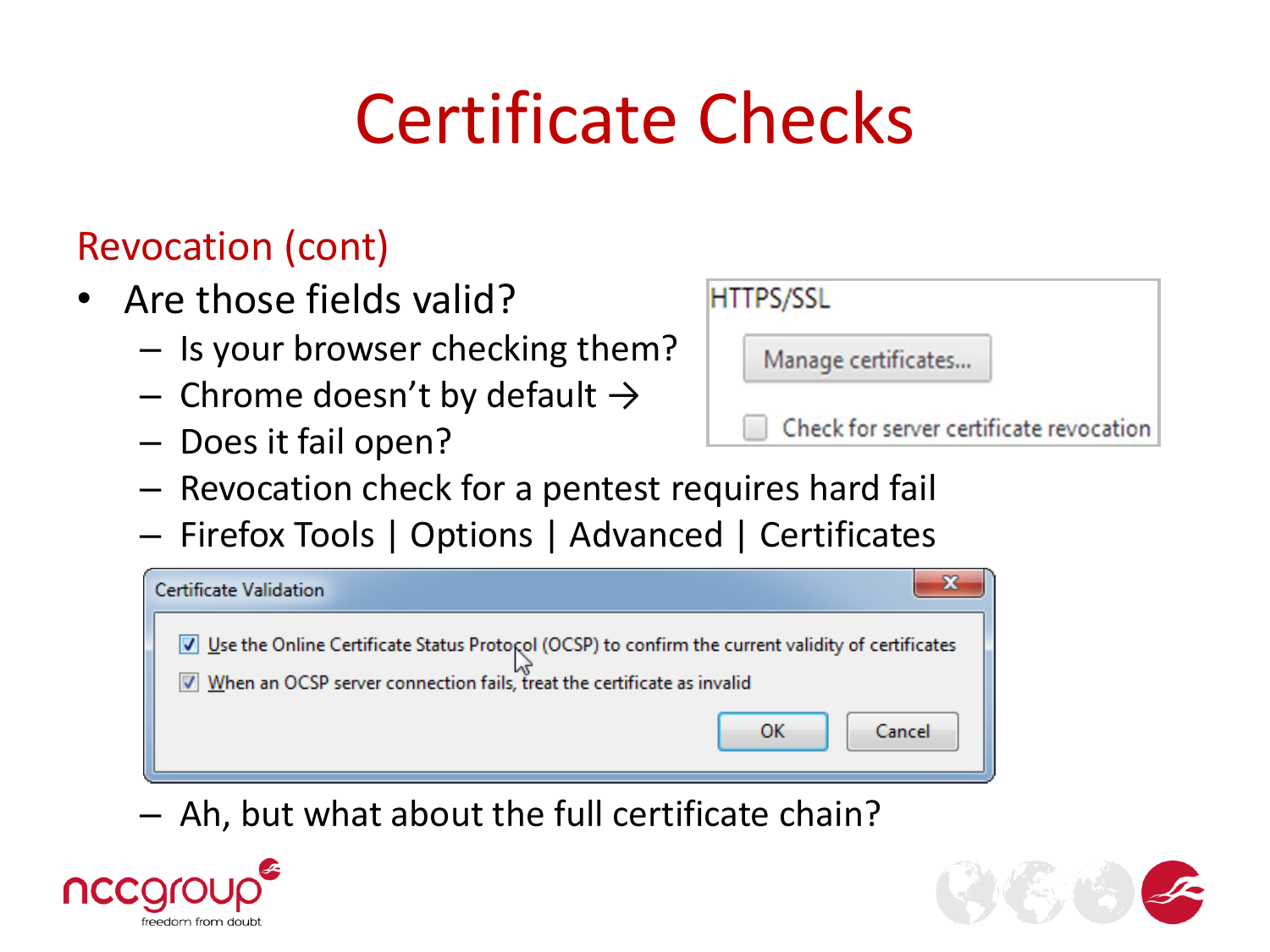# Certificate Checks

## Revocation (cont)

- Are those fields valid?
  - Is your browser checking them?
  - Chrome doesn't by default →
  - Does it fail open?
  - Revocation check for a pentest requires hard fail
  - Firefox Tools | Options | Advanced | Certificates
  - Ah, but what about the full certificate chain?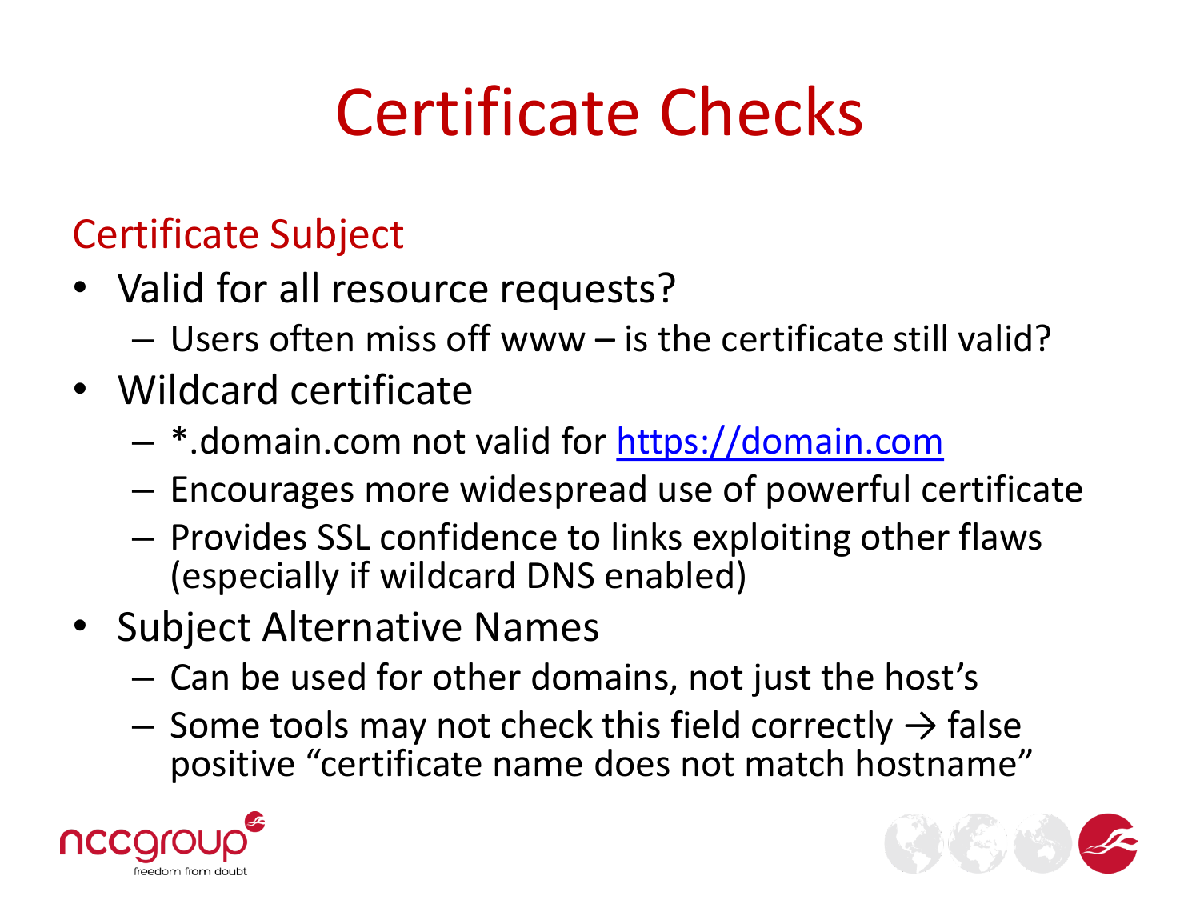# Certificate Checks

## Certificate Subject

- Valid for all resource requests?
  - Users often miss off www – is the certificate still valid?
- Wildcard certificate
  - *.domain.com not valid for https://domain.com
  - Encourages more widespread use of powerful certificate
  - Provides SSL confidence to links exploiting other flaws (especially if wildcard DNS enabled)
- Subject Alternative Names
  - Can be used for other domains, not just the host's
  - Some tools may not check this field correctly → false positive "certificate name does not match hostname"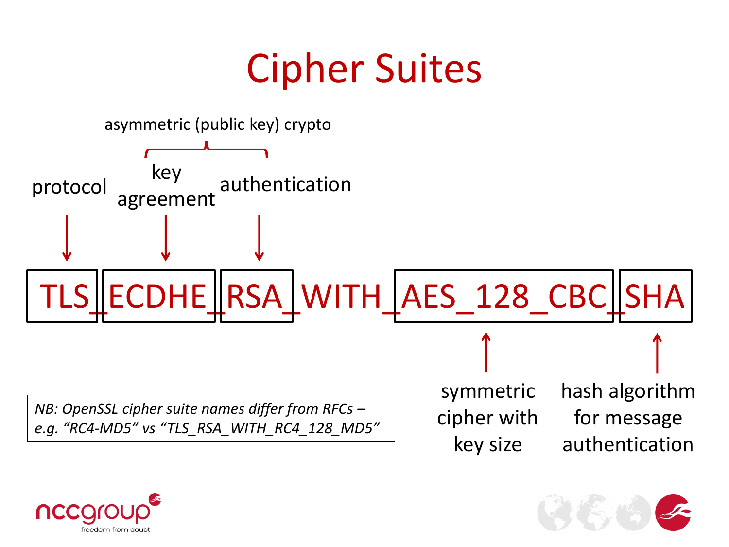# Cipher Suites

asymmetric (public key) crypto

protocol — key agreement — authentication

TLS_ECDHE_RSA_WITH_AES_128_CBC_SHA

- **TLS** — protocol
- **ECDHE** — key agreement
- **RSA** — authentication
- **AES_128_CBC** — symmetric cipher with key size
- **SHA** — hash algorithm for message authentication

*NB: OpenSSL cipher suite names differ from RFCs – e.g. "RC4-MD5" vs "TLS_RSA_WITH_RC4_128_MD5"*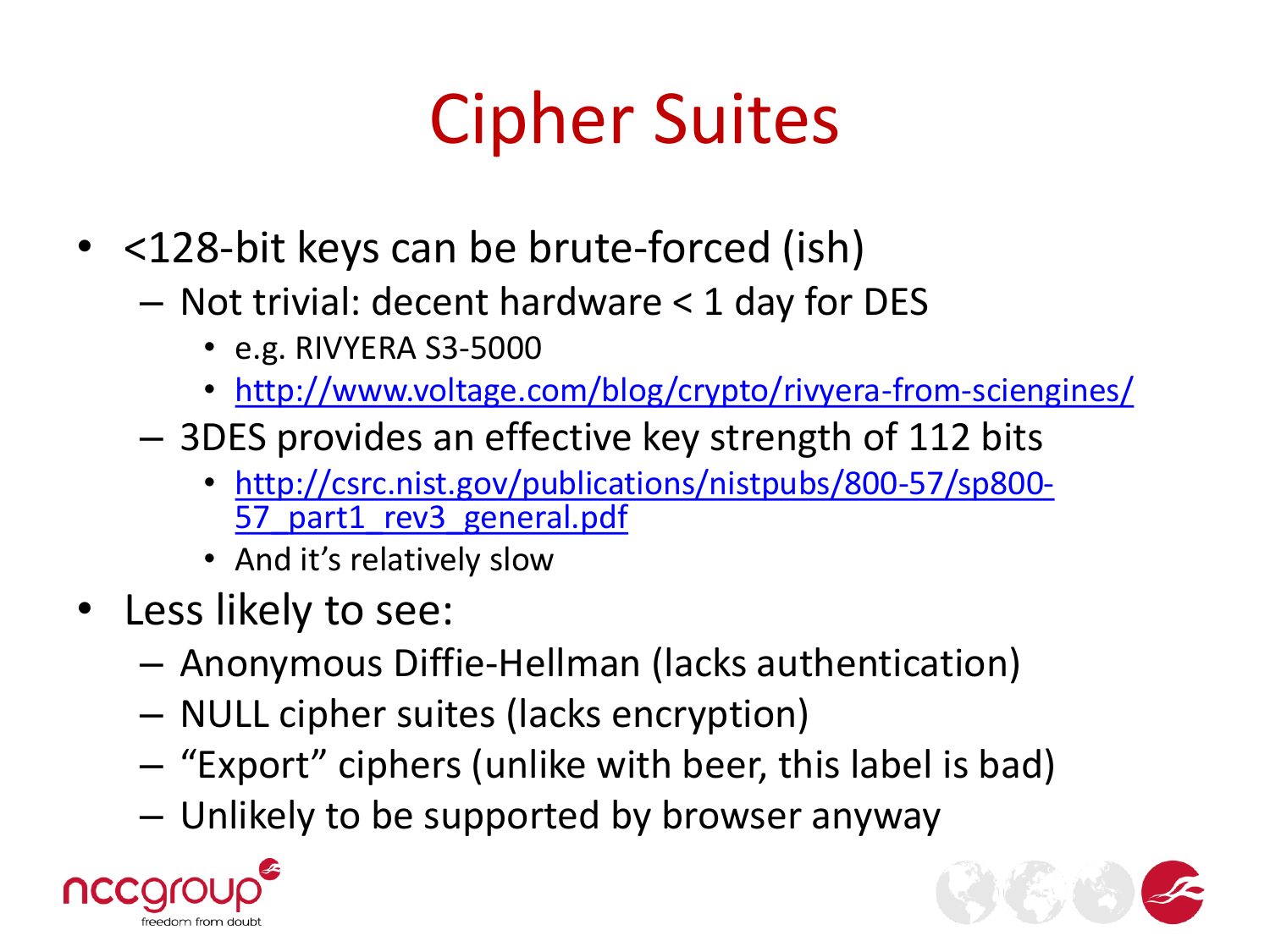# Cipher Suites

- <128-bit keys can be brute-forced (ish)
  - Not trivial: decent hardware < 1 day for DES
    - e.g. RIVYERA S3-5000
    - http://www.voltage.com/blog/crypto/rivyera-from-sciengines/
  - 3DES provides an effective key strength of 112 bits
    - http://csrc.nist.gov/publications/nistpubs/800-57/sp800-57_part1_rev3_general.pdf
    - And it's relatively slow
- Less likely to see:
  - Anonymous Diffie-Hellman (lacks authentication)
  - NULL cipher suites (lacks encryption)
  - "Export" ciphers (unlike with beer, this label is bad)
  - Unlikely to be supported by browser anyway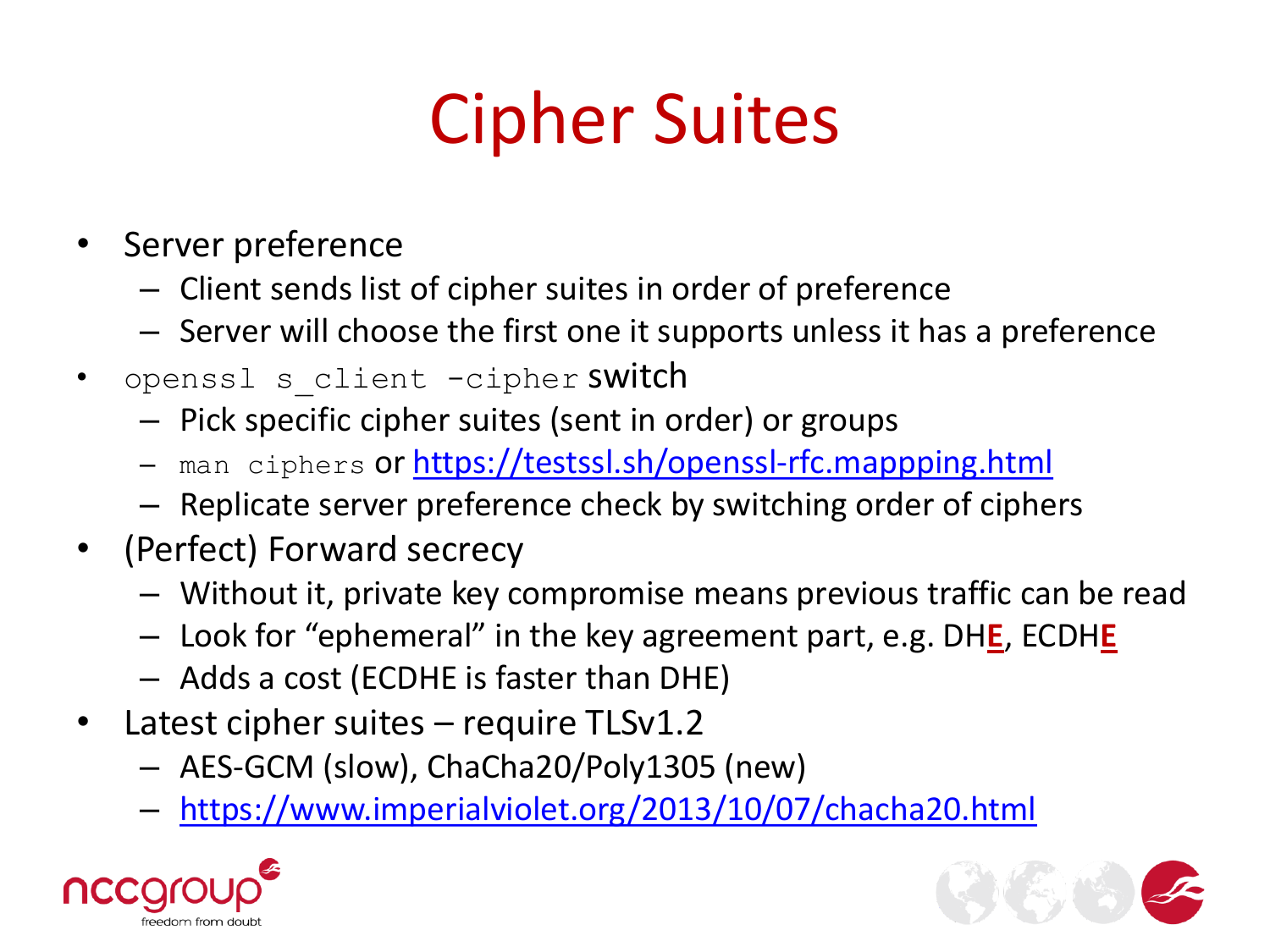# Cipher Suites

- Server preference
  - Client sends list of cipher suites in order of preference
  - Server will choose the first one it supports unless it has a preference
- `openssl s_client -cipher` switch
  - Pick specific cipher suites (sent in order) or groups
  - `man ciphers` or https://testssl.sh/openssl-rfc.mappping.html
  - Replicate server preference check by switching order of ciphers
- (Perfect) Forward secrecy
  - Without it, private key compromise means previous traffic can be read
  - Look for "ephemeral" in the key agreement part, e.g. DH**E**, ECDH**E**
  - Adds a cost (ECDHE is faster than DHE)
- Latest cipher suites – require TLSv1.2
  - AES-GCM (slow), ChaCha20/Poly1305 (new)
  - https://www.imperialviolet.org/2013/10/07/chacha20.html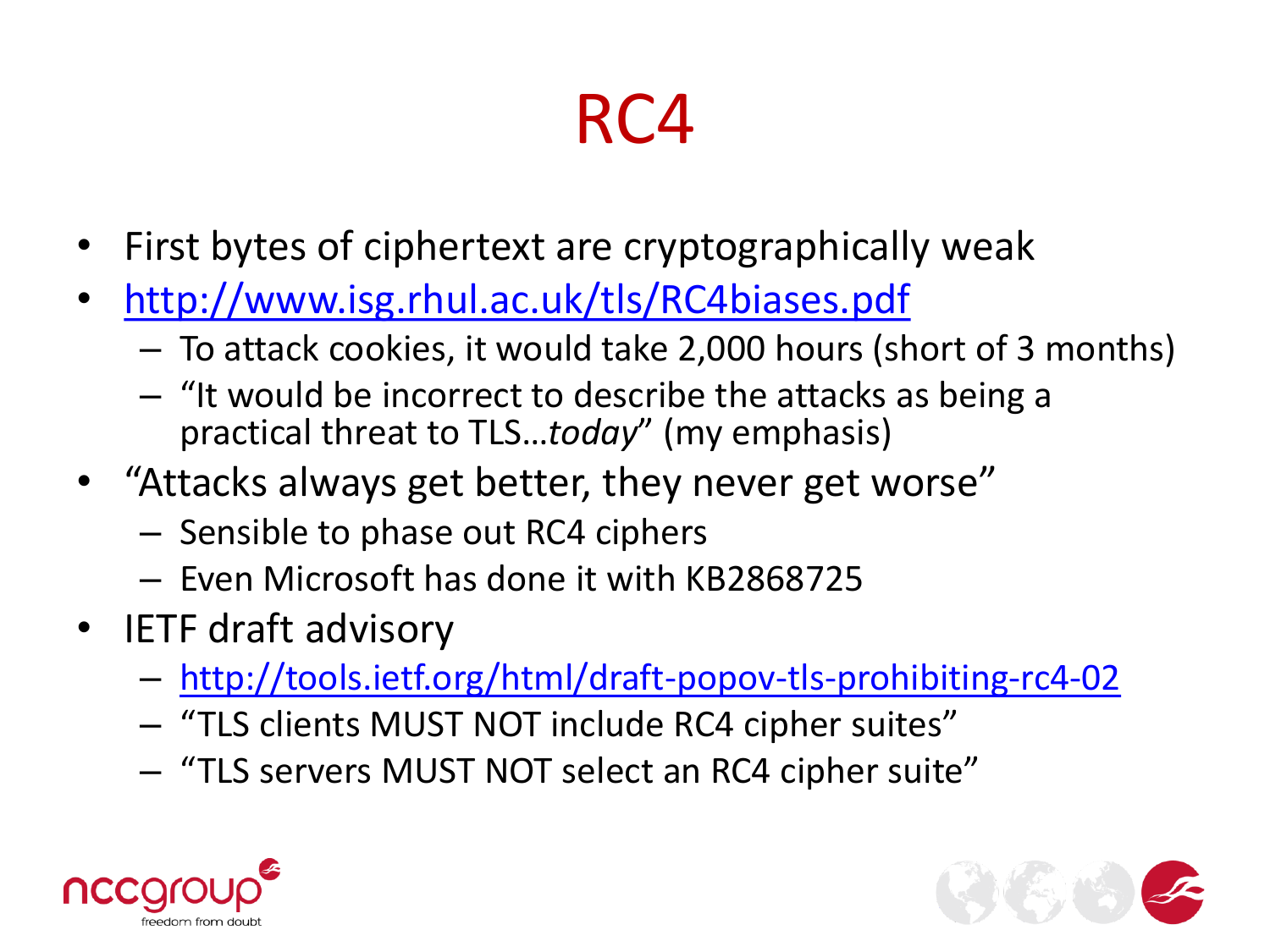# RC4

- First bytes of ciphertext are cryptographically weak
- [http://www.isg.rhul.ac.uk/tls/RC4biases.pdf](http://www.isg.rhul.ac.uk/tls/RC4biases.pdf)
  - To attack cookies, it would take 2,000 hours (short of 3 months)
  - "It would be incorrect to describe the attacks as being a practical threat to TLS…*today*" (my emphasis)
- "Attacks always get better, they never get worse"
  - Sensible to phase out RC4 ciphers
  - Even Microsoft has done it with KB2868725
- IETF draft advisory
  - [http://tools.ietf.org/html/draft-popov-tls-prohibiting-rc4-02](http://tools.ietf.org/html/draft-popov-tls-prohibiting-rc4-02)
  - "TLS clients MUST NOT include RC4 cipher suites"
  - "TLS servers MUST NOT select an RC4 cipher suite"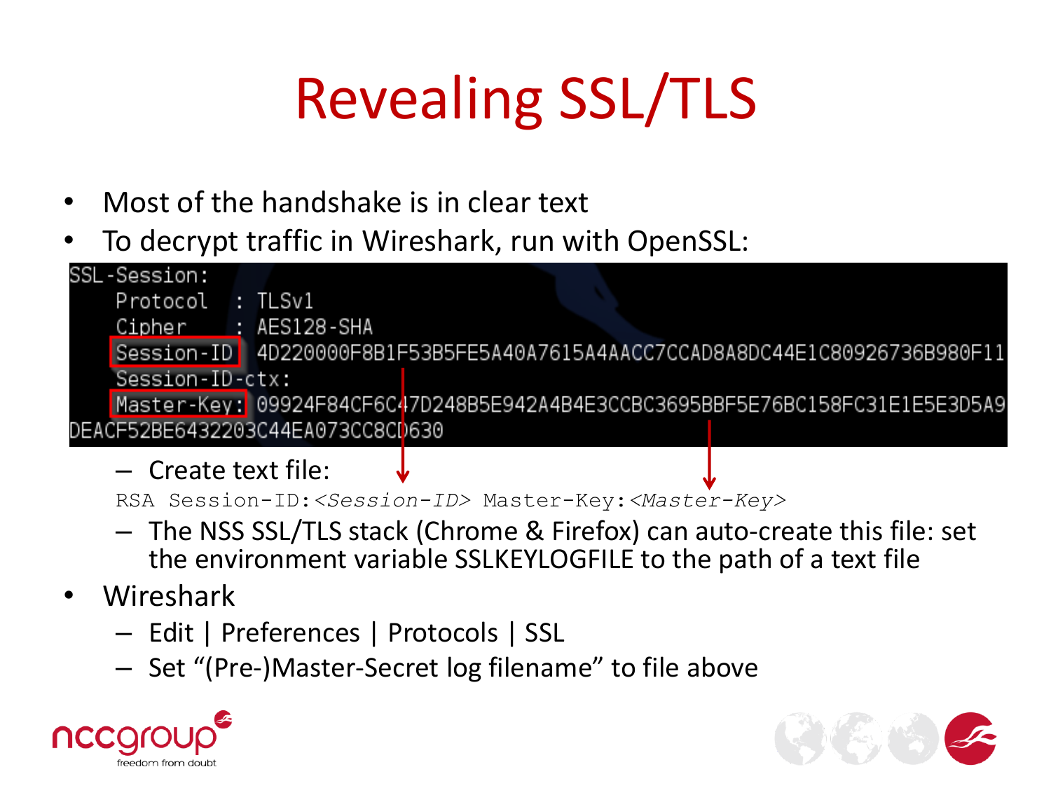# Revealing SSL/TLS

- Most of the handshake is in clear text
- To decrypt traffic in Wireshark, run with OpenSSL:

```
SSL-Session:
    Protocol  : TLSv1
    Cipher    : AES128-SHA
    Session-ID: 4D220000F8B1F53B5FE5A40A7615A4AACC7CCAD8A8DC44E1C80926736B980F11
    Session-ID-ctx:
    Master-Key: 09924F84CF6C47D248B5E942A4B4E3CCBC3695BBF5E76BC158FC31E1E5E3D5A9
DEACF52BE6432203C44EA073CC8CD630
```

  - Create text file:

    `RSA Session-ID:<Session-ID> Master-Key:<Master-Key>`

  - The NSS SSL/TLS stack (Chrome & Firefox) can auto-create this file: set the environment variable SSLKEYLOGFILE to the path of a text file
- Wireshark
  - Edit | Preferences | Protocols | SSL
  - Set "(Pre-)Master-Secret log filename" to file above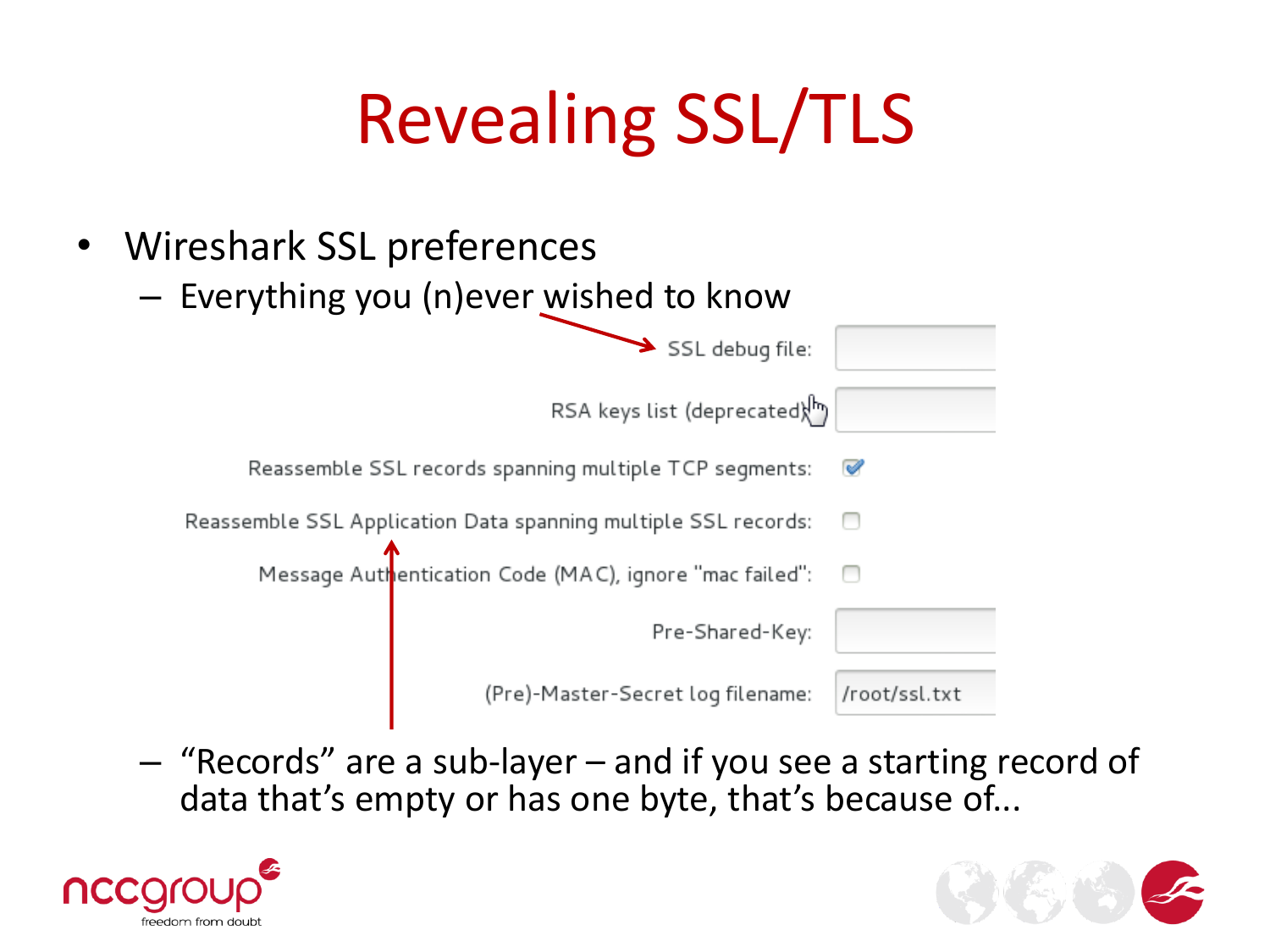# Revealing SSL/TLS

- Wireshark SSL preferences
  - Everything you (n)ever wished to know

SSL debug file:

RSA keys list (deprecated)

Reassemble SSL records spanning multiple TCP segments: ☑

Reassemble SSL Application Data spanning multiple SSL records: ☐

Message Authentication Code (MAC), ignore "mac failed": ☐

Pre-Shared-Key:

(Pre)-Master-Secret log filename: /root/ssl.txt

  - "Records" are a sub-layer – and if you see a starting record of data that's empty or has one byte, that's because of...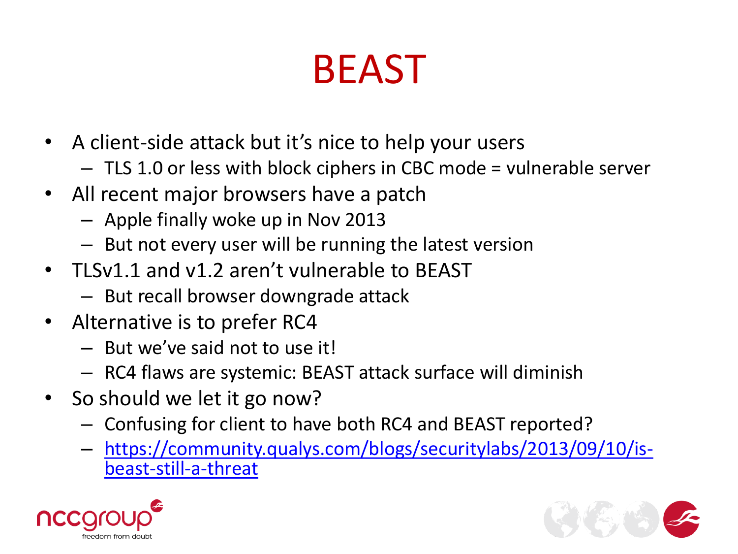# BEAST

- A client-side attack but it's nice to help your users
  - TLS 1.0 or less with block ciphers in CBC mode = vulnerable server
- All recent major browsers have a patch
  - Apple finally woke up in Nov 2013
  - But not every user will be running the latest version
- TLSv1.1 and v1.2 aren't vulnerable to BEAST
  - But recall browser downgrade attack
- Alternative is to prefer RC4
  - But we've said not to use it!
  - RC4 flaws are systemic: BEAST attack surface will diminish
- So should we let it go now?
  - Confusing for client to have both RC4 and BEAST reported?
  - https://community.qualys.com/blogs/securitylabs/2013/09/10/is-beast-still-a-threat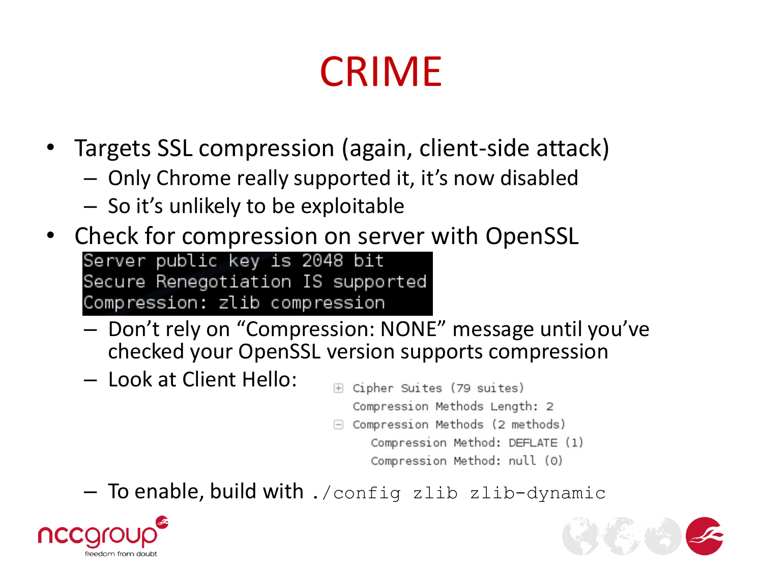# CRIME

- Targets SSL compression (again, client-side attack)
  - Only Chrome really supported it, it's now disabled
  - So it's unlikely to be exploitable
- Check for compression on server with OpenSSL

```
Server public key is 2048 bit
Secure Renegotiation IS supported
Compression: zlib compression
```

  - Don't rely on "Compression: NONE" message until you've checked your OpenSSL version supports compression
  - Look at Client Hello:

```
⊞ Cipher Suites (79 suites)
  Compression Methods Length: 2
⊟ Compression Methods (2 methods)
    Compression Method: DEFLATE (1)
    Compression Method: null (0)
```

  - To enable, build with `./config zlib zlib-dynamic`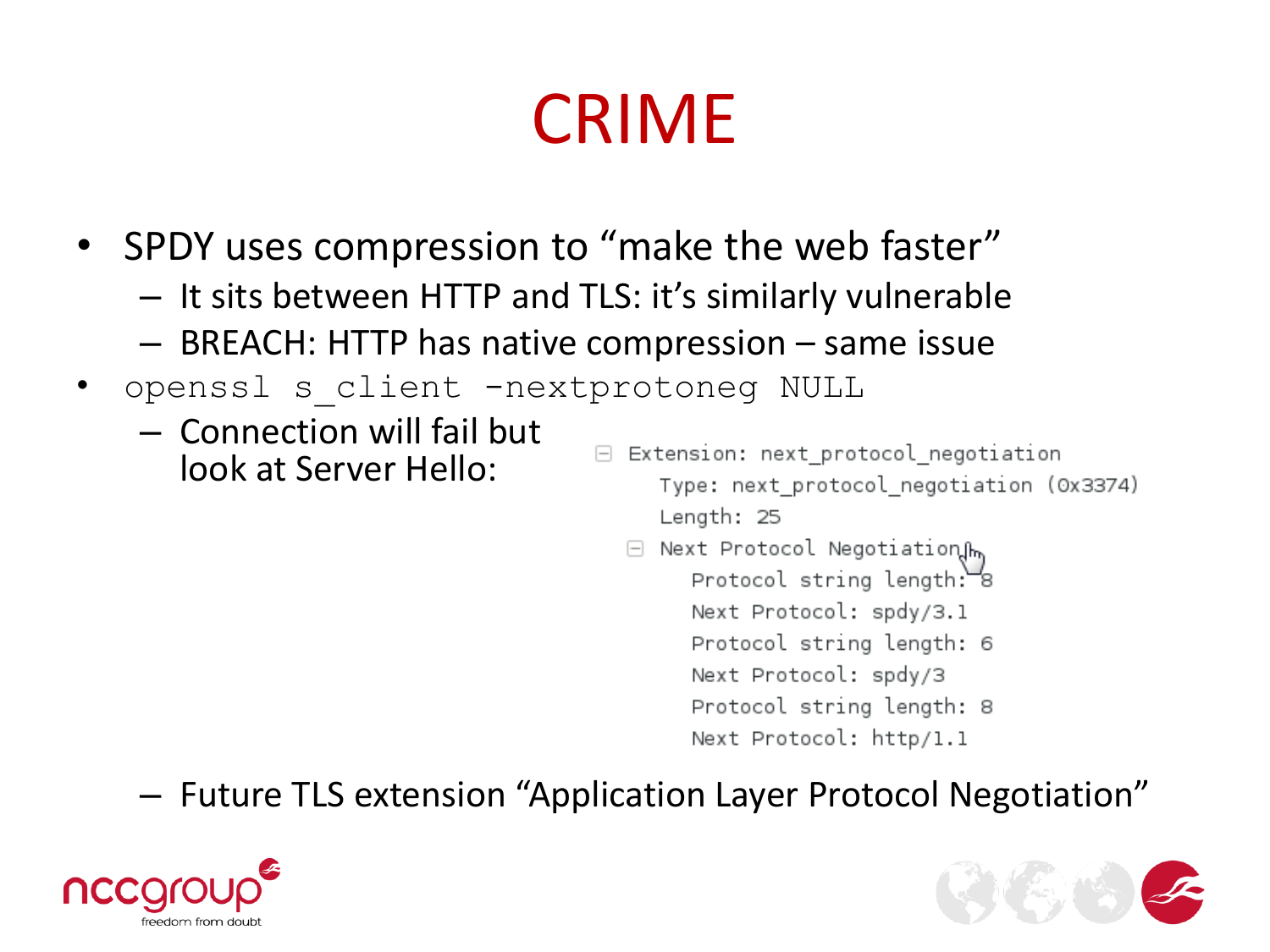# CRIME

- SPDY uses compression to "make the web faster"
  - It sits between HTTP and TLS: it's similarly vulnerable
  - BREACH: HTTP has native compression – same issue
- `openssl s_client -nextprotoneg NULL`
  - Connection will fail but look at Server Hello:

```
⊟ Extension: next_protocol_negotiation
    Type: next_protocol_negotiation (0x3374)
    Length: 25
  ⊟ Next Protocol Negotiation
      Protocol string length: 8
      Next Protocol: spdy/3.1
      Protocol string length: 6
      Next Protocol: spdy/3
      Protocol string length: 8
      Next Protocol: http/1.1
```

  - Future TLS extension "Application Layer Protocol Negotiation"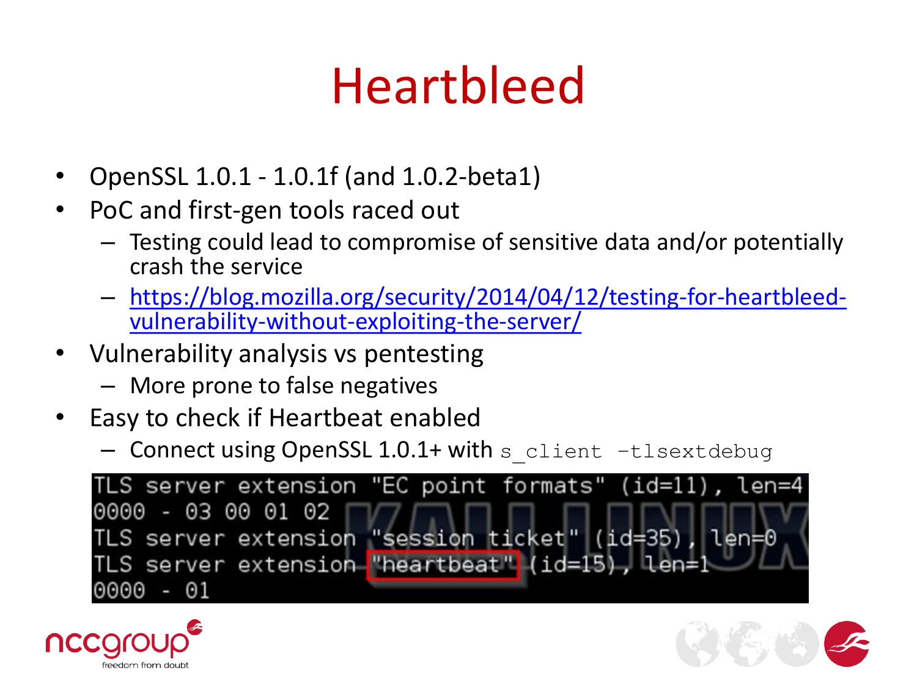# Heartbleed

- OpenSSL 1.0.1 - 1.0.1f (and 1.0.2-beta1)
- PoC and first-gen tools raced out
  - Testing could lead to compromise of sensitive data and/or potentially crash the service
  - https://blog.mozilla.org/security/2014/04/12/testing-for-heartbleed-vulnerability-without-exploiting-the-server/
- Vulnerability analysis vs pentesting
  - More prone to false negatives
- Easy to check if Heartbeat enabled
  - Connect using OpenSSL 1.0.1+ with `s_client -tlsextdebug`

```
TLS server extension "EC point formats" (id=11), len=4
0000 - 03 00 01 02
TLS server extension "session ticket" (id=35), len=0
TLS server extension "heartbeat" (id=15), len=1
0000 - 01
```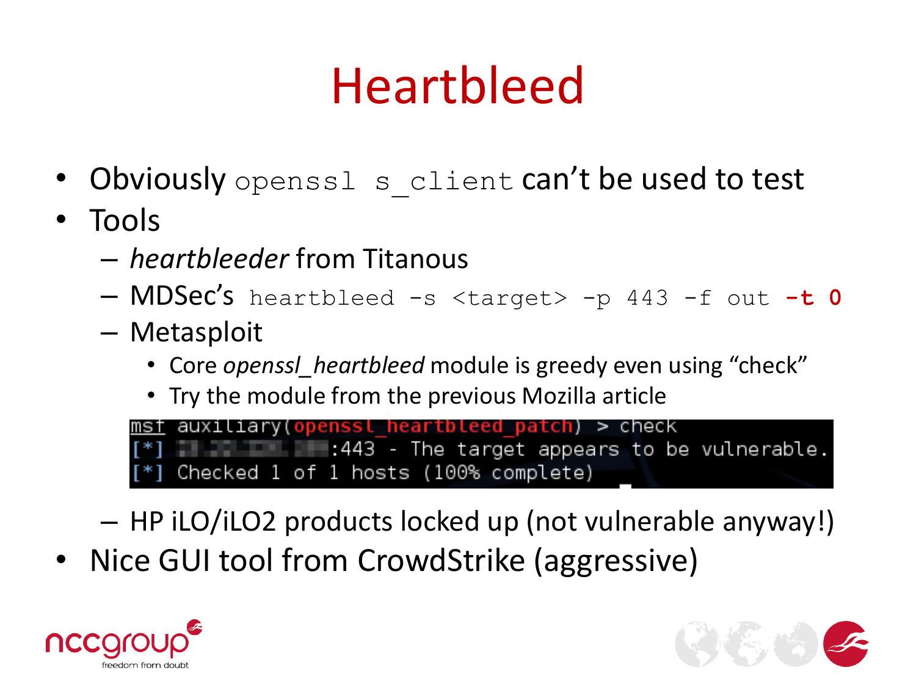# Heartbleed

- Obviously `openssl s_client` can't be used to test
- Tools
  - *heartbleeder* from Titanous
  - MDSec's `heartbleed -s <target> -p 443 -f out` **`-t 0`**
  - Metasploit
    - Core *openssl_heartbleed* module is greedy even using "check"
    - Try the module from the previous Mozilla article

```
msf auxiliary(openssl_heartbleed_patch) > check
[*] ███████████:443 - The target appears to be vulnerable.
[*] Checked 1 of 1 hosts (100% complete)
```

  - HP iLO/iLO2 products locked up (not vulnerable anyway!)
- Nice GUI tool from CrowdStrike (aggressive)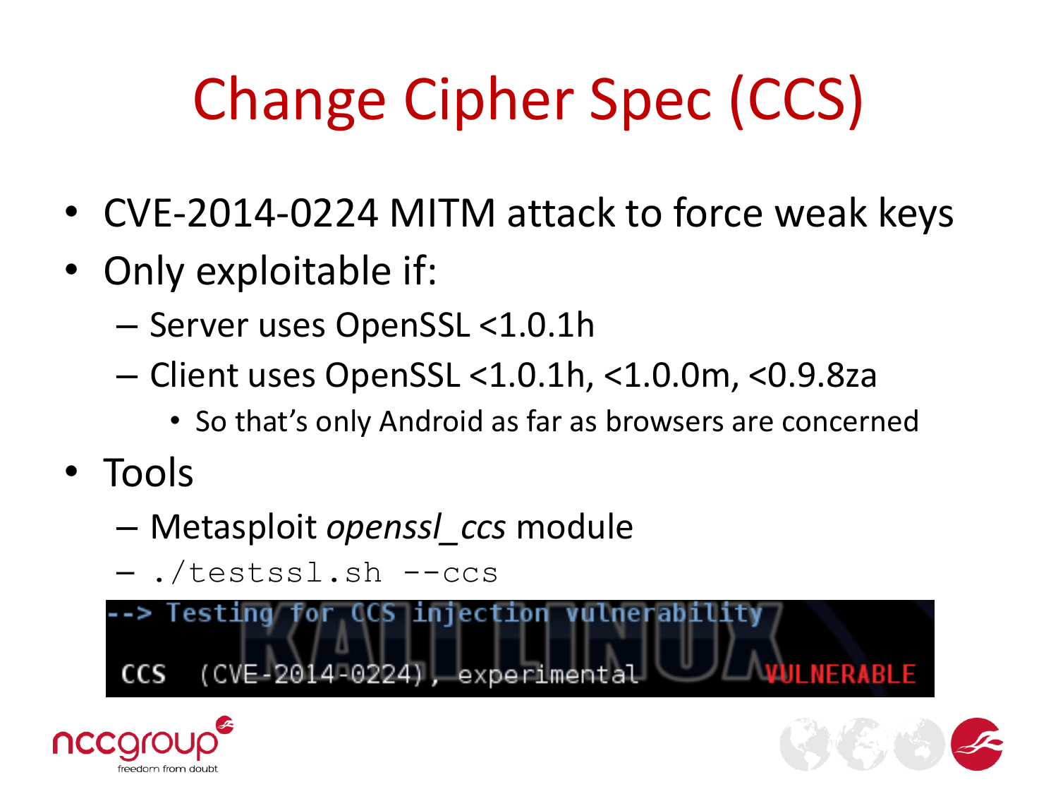# Change Cipher Spec (CCS)

- CVE-2014-0224 MITM attack to force weak keys
- Only exploitable if:
  - Server uses OpenSSL <1.0.1h
  - Client uses OpenSSL <1.0.1h, <1.0.0m, <0.9.8za
    - So that's only Android as far as browsers are concerned
- Tools
  - Metasploit *openssl_ccs* module
  - `./testssl.sh --ccs`

```
--> Testing for CCS injection vulnerability

CCS  (CVE-2014-0224), experimental                VULNERABLE
```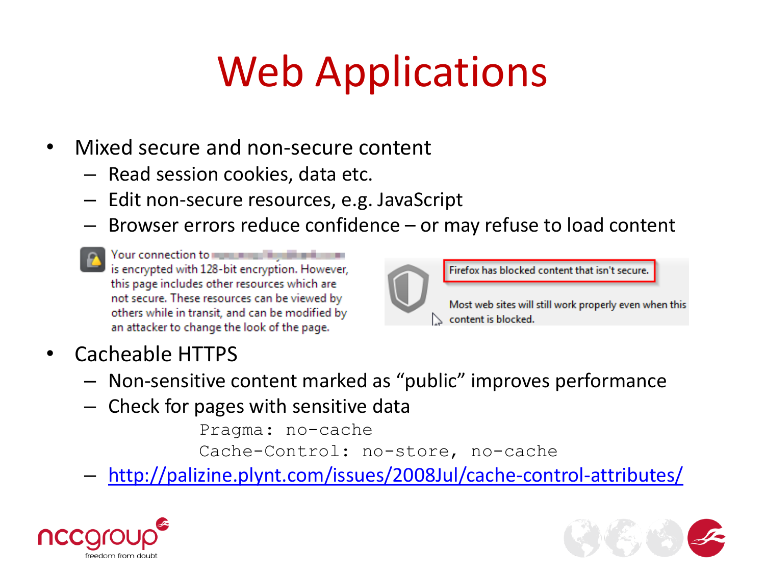# Web Applications

- Mixed secure and non-secure content
  - Read session cookies, data etc.
  - Edit non-secure resources, e.g. JavaScript
  - Browser errors reduce confidence – or may refuse to load content

Your connection to ████████ is encrypted with 128-bit encryption. However, this page includes other resources which are not secure. These resources can be viewed by others while in transit, and can be modified by an attacker to change the look of the page.

Firefox has blocked content that isn't secure.

Most web sites will still work properly even when this content is blocked.

- Cacheable HTTPS
  - Non-sensitive content marked as "public" improves performance
  - Check for pages with sensitive data

```
Pragma: no-cache
Cache-Control: no-store, no-cache
```

  - http://palizine.plynt.com/issues/2008Jul/cache-control-attributes/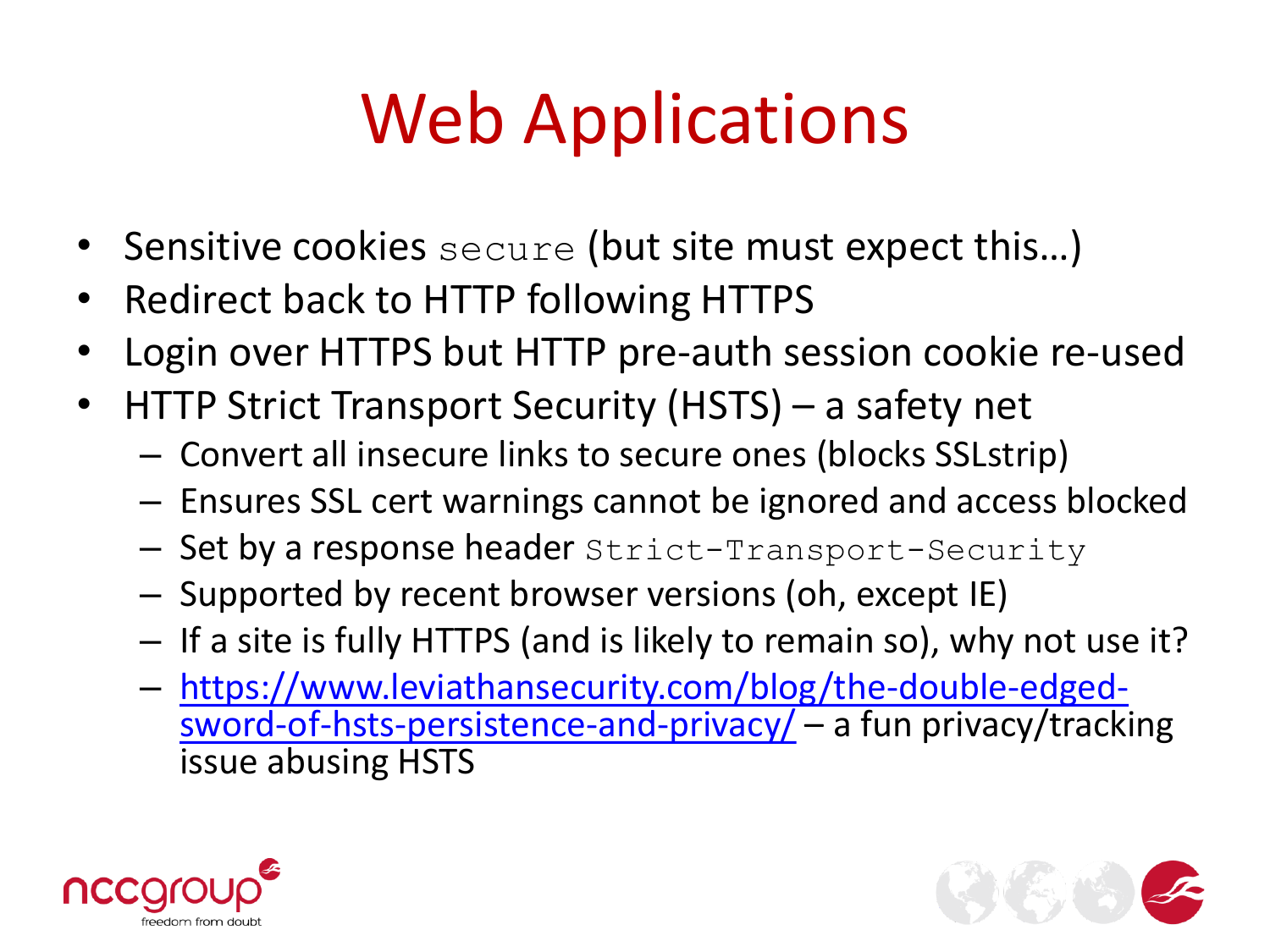# Web Applications

- Sensitive cookies `secure` (but site must expect this…)
- Redirect back to HTTP following HTTPS
- Login over HTTPS but HTTP pre-auth session cookie re-used
- HTTP Strict Transport Security (HSTS) – a safety net
  - Convert all insecure links to secure ones (blocks SSLstrip)
  - Ensures SSL cert warnings cannot be ignored and access blocked
  - Set by a response header `Strict-Transport-Security`
  - Supported by recent browser versions (oh, except IE)
  - If a site is fully HTTPS (and is likely to remain so), why not use it?
  - https://www.leviathansecurity.com/blog/the-double-edged-sword-of-hsts-persistence-and-privacy/ – a fun privacy/tracking issue abusing HSTS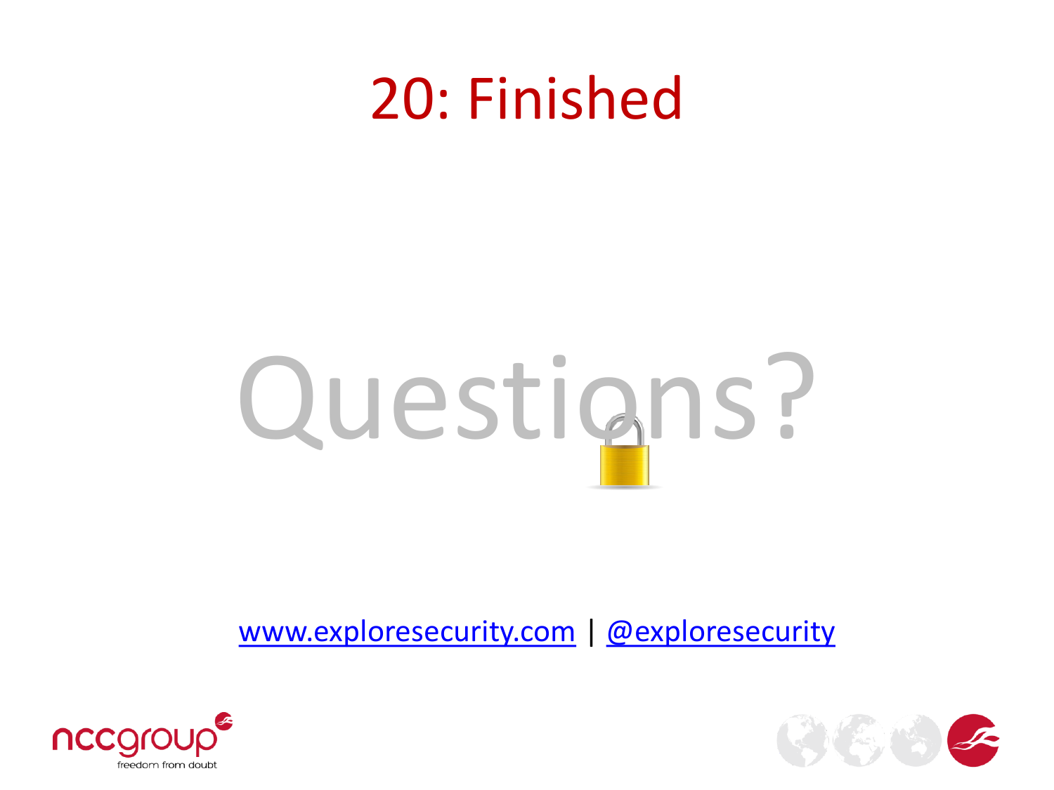# 20: Finished

Questions?

www.exploresecurity.com | @exploresecurity